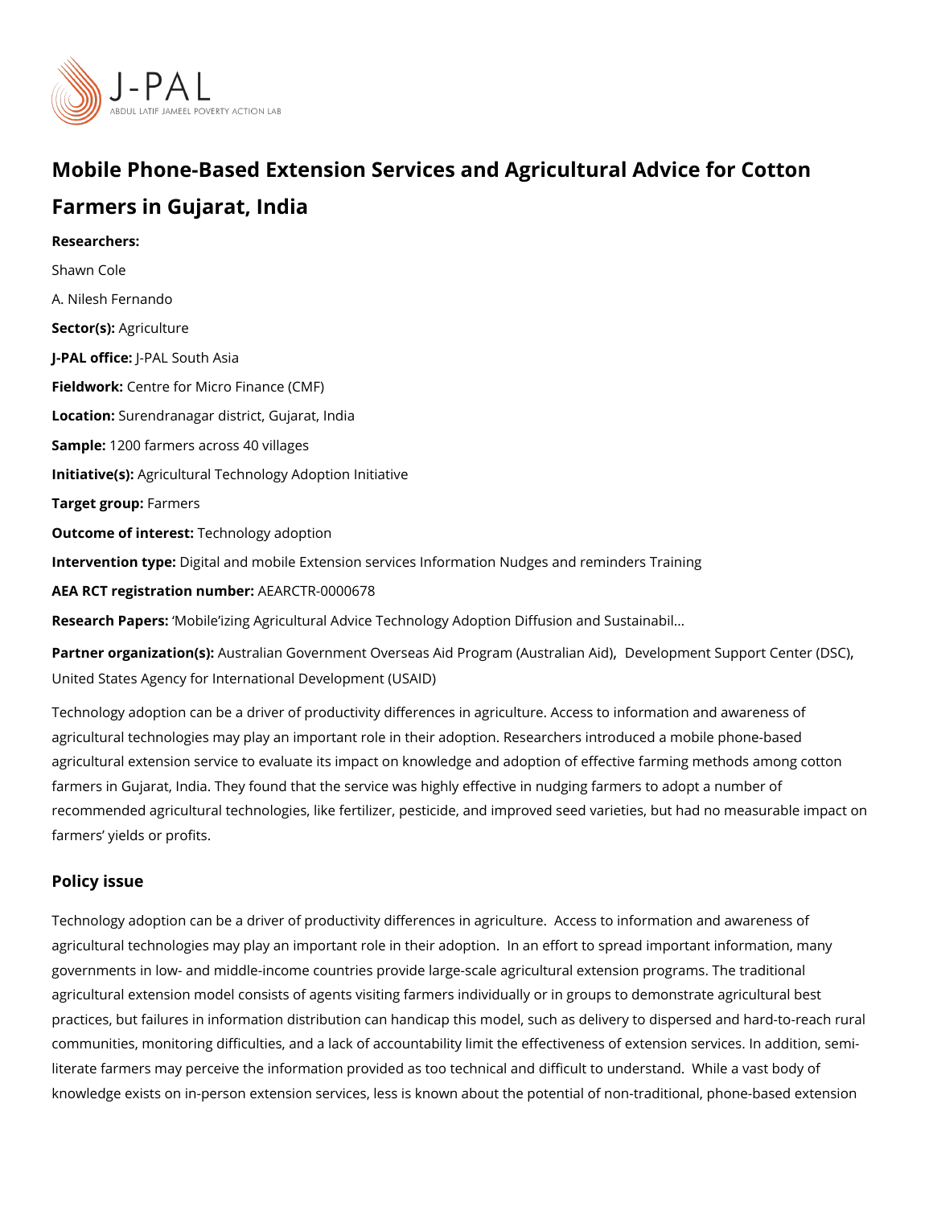# Mobile Phone-Based Extension Services and Agricultural Advice for Cotton Farmers in Gujarat, India

**Researchers:**

Shawn Cole

A. Nilesh Fernando

**Sector(s):** Agriculture

**J-PAL office:** J-PAL South Asia

**Fieldwork:** Centre for Micro Finance (CMF)

**Location:** Surendranagar district, Gujarat, India

**Sample:** 1200 farmers across 40 villages

**Initiative(s):** Agricultural Technology Adoption Initiative

**Target group:** Farmers

**Outcome of interest:** Technology adoption

**Intervention type:** Digital and mobile Extension services Information Nudges and reminders Training

**AEA RCT registration number:** AEARCTR-0000678

**Research Papers:** 'Mobile'izing Agricultural Advice Technology Adoption Diffusion and Sustainabil...

**Partner organization(s):** Australian Government Overseas Aid Program (Australian Aid), Development Support Center (DSC), United States Agency for International Development (USAID)

Technology adoption can be a driver of productivity differences in agriculture. Access to information and awareness of agricultural technologies may play an important role in their adoption. Researchers introduced a mobile phone-based agricultural extension service to evaluate its impact on knowledge and adoption of effective farming methods among cotton farmers in Gujarat, India. They found that the service was highly effective in nudging farmers to adopt a number of recommended agricultural technologies, like fertilizer, pesticide, and improved seed varieties, but had no measurable impact on farmers' yields or profits.

## Policy issue

Technology adoption can be a driver of productivity differences in agriculture. Access to information and awareness of agricultural technologies may play an important role in their adoption. In an effort to spread important information, many governments in low- and middle-income countries provide large-scale agricultural extension programs. The traditional agricultural extension model consists of agents visiting farmers individually or in groups to demonstrate agricultural best practices, but failures in information distribution can handicap this model, such as delivery to dispersed and hard-to-reach rural communities, monitoring difficulties, and a lack of accountability limit the effectiveness of extension services. In addition, semi-literate farmers may perceive the information provided as too technical and difficult to understand. While a vast body of knowledge exists on in-person extension services, less is known about the potential of non-traditional, phone-based extension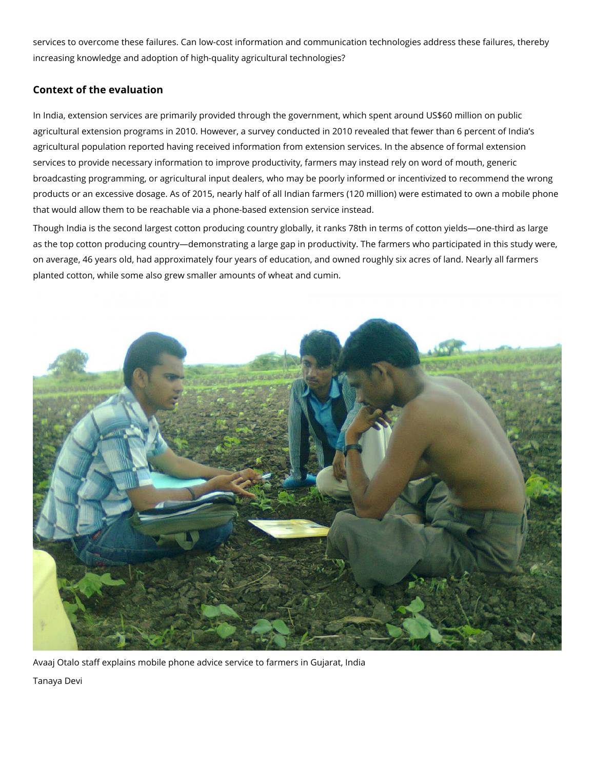services to overcome these failures. Can low-cost information and communication technologies address these failures, thereby increasing knowledge and adoption of high-quality agricultural technologies?

## Context of the evaluation

In India, extension services are primarily provided through the government, which spent around US$60 million on public agricultural extension programs in 2010. However, a survey conducted in 2010 revealed that fewer than 6 percent of India's agricultural population reported having received information from extension services. In the absence of formal extension services to provide necessary information to improve productivity, farmers may instead rely on word of mouth, generic broadcasting programming, or agricultural input dealers, who may be poorly informed or incentivized to recommend the wrong products or an excessive dosage. As of 2015, nearly half of all Indian farmers (120 million) were estimated to own a mobile phone that would allow them to be reachable via a phone-based extension service instead.

Though India is the second largest cotton producing country globally, it ranks 78th in terms of cotton yields—one-third as large as the top cotton producing country—demonstrating a large gap in productivity. The farmers who participated in this study were, on average, 46 years old, had approximately four years of education, and owned roughly six acres of land. Nearly all farmers planted cotton, while some also grew smaller amounts of wheat and cumin.

Avaaj Otalo staff explains mobile phone advice service to farmers in Gujarat, India

Tanaya Devi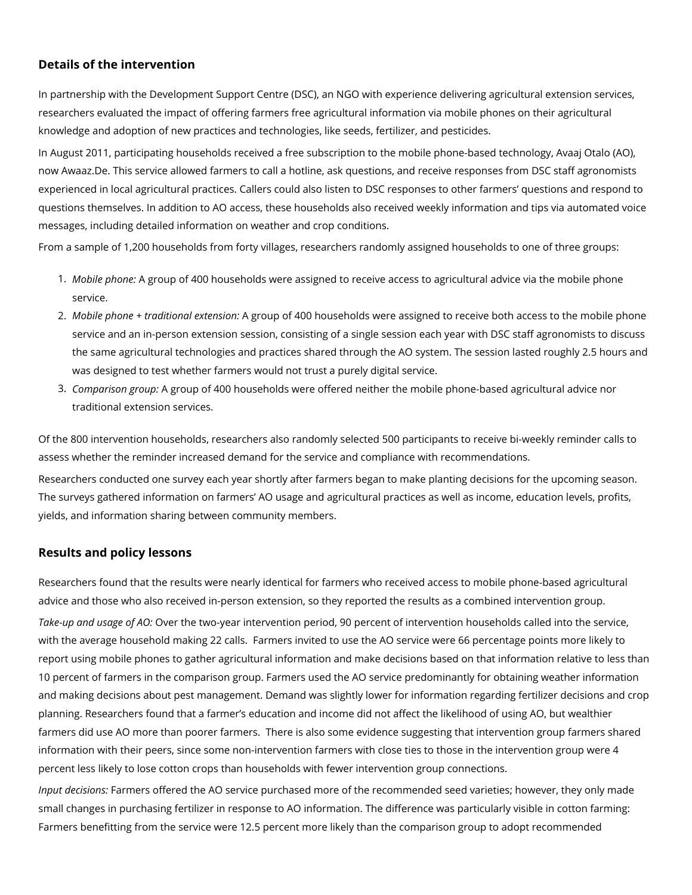## Details of the intervention

In partnership with the Development Support Centre (DSC), an NGO with experience delivering agricultural extension services, researchers evaluated the impact of offering farmers free agricultural information via mobile phones on their agricultural knowledge and adoption of new practices and technologies, like seeds, fertilizer, and pesticides.

In August 2011, participating households received a free subscription to the mobile phone-based technology, Avaaj Otalo (AO), now Awaaz.De. This service allowed farmers to call a hotline, ask questions, and receive responses from DSC staff agronomists experienced in local agricultural practices. Callers could also listen to DSC responses to other farmers' questions and respond to questions themselves. In addition to AO access, these households also received weekly information and tips via automated voice messages, including detailed information on weather and crop conditions.

From a sample of 1,200 households from forty villages, researchers randomly assigned households to one of three groups:

1. *Mobile phone:* A group of 400 households were assigned to receive access to agricultural advice via the mobile phone service.
2. *Mobile phone + traditional extension:* A group of 400 households were assigned to receive both access to the mobile phone service and an in-person extension session, consisting of a single session each year with DSC staff agronomists to discuss the same agricultural technologies and practices shared through the AO system. The session lasted roughly 2.5 hours and was designed to test whether farmers would not trust a purely digital service.
3. *Comparison group:* A group of 400 households were offered neither the mobile phone-based agricultural advice nor traditional extension services.

Of the 800 intervention households, researchers also randomly selected 500 participants to receive bi-weekly reminder calls to assess whether the reminder increased demand for the service and compliance with recommendations.

Researchers conducted one survey each year shortly after farmers began to make planting decisions for the upcoming season. The surveys gathered information on farmers' AO usage and agricultural practices as well as income, education levels, profits, yields, and information sharing between community members.

## Results and policy lessons

Researchers found that the results were nearly identical for farmers who received access to mobile phone-based agricultural advice and those who also received in-person extension, so they reported the results as a combined intervention group.

*Take-up and usage of AO:* Over the two-year intervention period, 90 percent of intervention households called into the service, with the average household making 22 calls. Farmers invited to use the AO service were 66 percentage points more likely to report using mobile phones to gather agricultural information and make decisions based on that information relative to less than 10 percent of farmers in the comparison group. Farmers used the AO service predominantly for obtaining weather information and making decisions about pest management. Demand was slightly lower for information regarding fertilizer decisions and crop planning. Researchers found that a farmer's education and income did not affect the likelihood of using AO, but wealthier farmers did use AO more than poorer farmers. There is also some evidence suggesting that intervention group farmers shared information with their peers, since some non-intervention farmers with close ties to those in the intervention group were 4 percent less likely to lose cotton crops than households with fewer intervention group connections.

*Input decisions:* Farmers offered the AO service purchased more of the recommended seed varieties; however, they only made small changes in purchasing fertilizer in response to AO information. The difference was particularly visible in cotton farming: Farmers benefitting from the service were 12.5 percent more likely than the comparison group to adopt recommended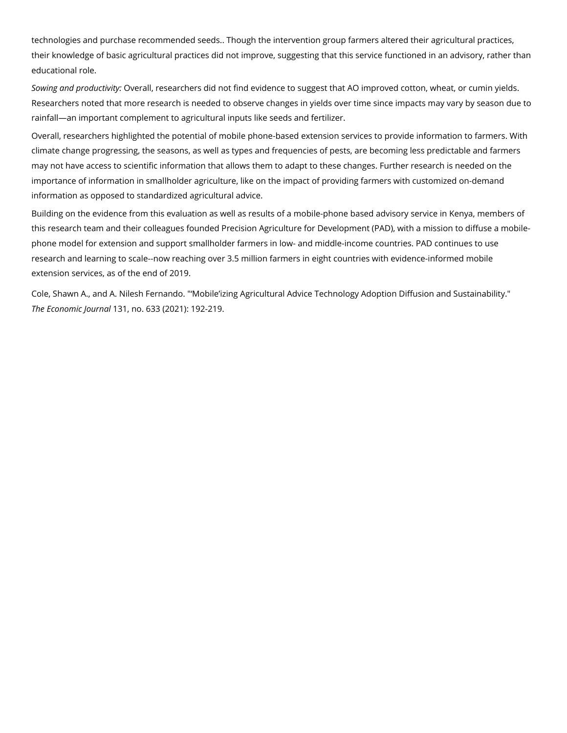technologies and purchase recommended seeds.. Though the intervention group farmers altered their agricultural practices, their knowledge of basic agricultural practices did not improve, suggesting that this service functioned in an advisory, rather than educational role.

*Sowing and productivity:* Overall, researchers did not find evidence to suggest that AO improved cotton, wheat, or cumin yields. Researchers noted that more research is needed to observe changes in yields over time since impacts may vary by season due to rainfall—an important complement to agricultural inputs like seeds and fertilizer.

Overall, researchers highlighted the potential of mobile phone-based extension services to provide information to farmers. With climate change progressing, the seasons, as well as types and frequencies of pests, are becoming less predictable and farmers may not have access to scientific information that allows them to adapt to these changes. Further research is needed on the importance of information in smallholder agriculture, like on the impact of providing farmers with customized on-demand information as opposed to standardized agricultural advice.

Building on the evidence from this evaluation as well as results of a mobile-phone based advisory service in Kenya, members of this research team and their colleagues founded Precision Agriculture for Development (PAD), with a mission to diffuse a mobile-phone model for extension and support smallholder farmers in low- and middle-income countries. PAD continues to use research and learning to scale--now reaching over 3.5 million farmers in eight countries with evidence-informed mobile extension services, as of the end of 2019.

Cole, Shawn A., and A. Nilesh Fernando. "'Mobile'izing Agricultural Advice Technology Adoption Diffusion and Sustainability." *The Economic Journal* 131, no. 633 (2021): 192-219.